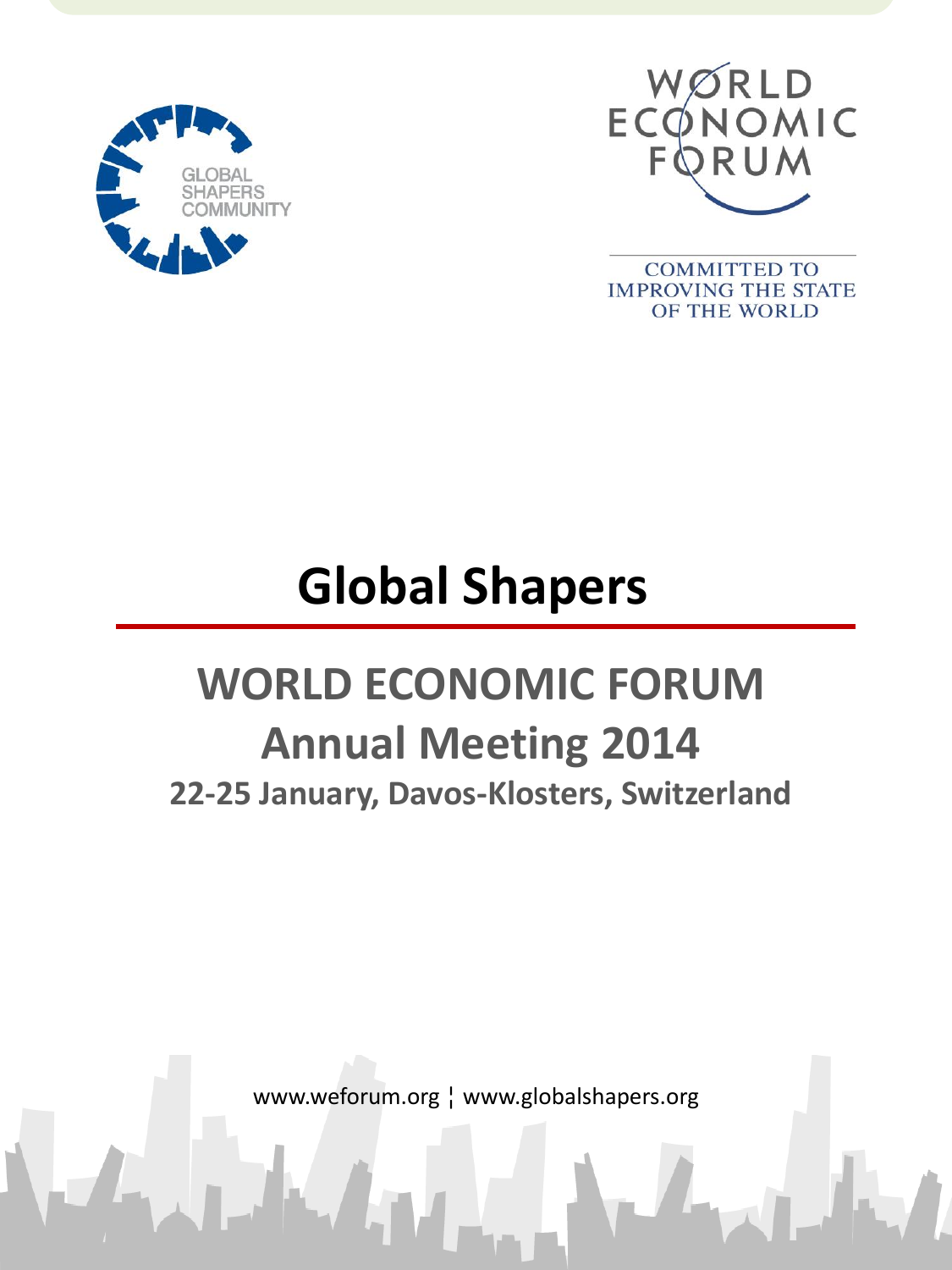GLOBAL SHAPERS COMMUNITY

WORLD ECONOMIC FORUM

COMMITTED TO IMPROVING THE STATE OF THE WORLD

# Global Shapers

## WORLD ECONOMIC FORUM
## Annual Meeting 2014
### 22-25 January, Davos-Klosters, Switzerland

www.weforum.org ¦ www.globalshapers.org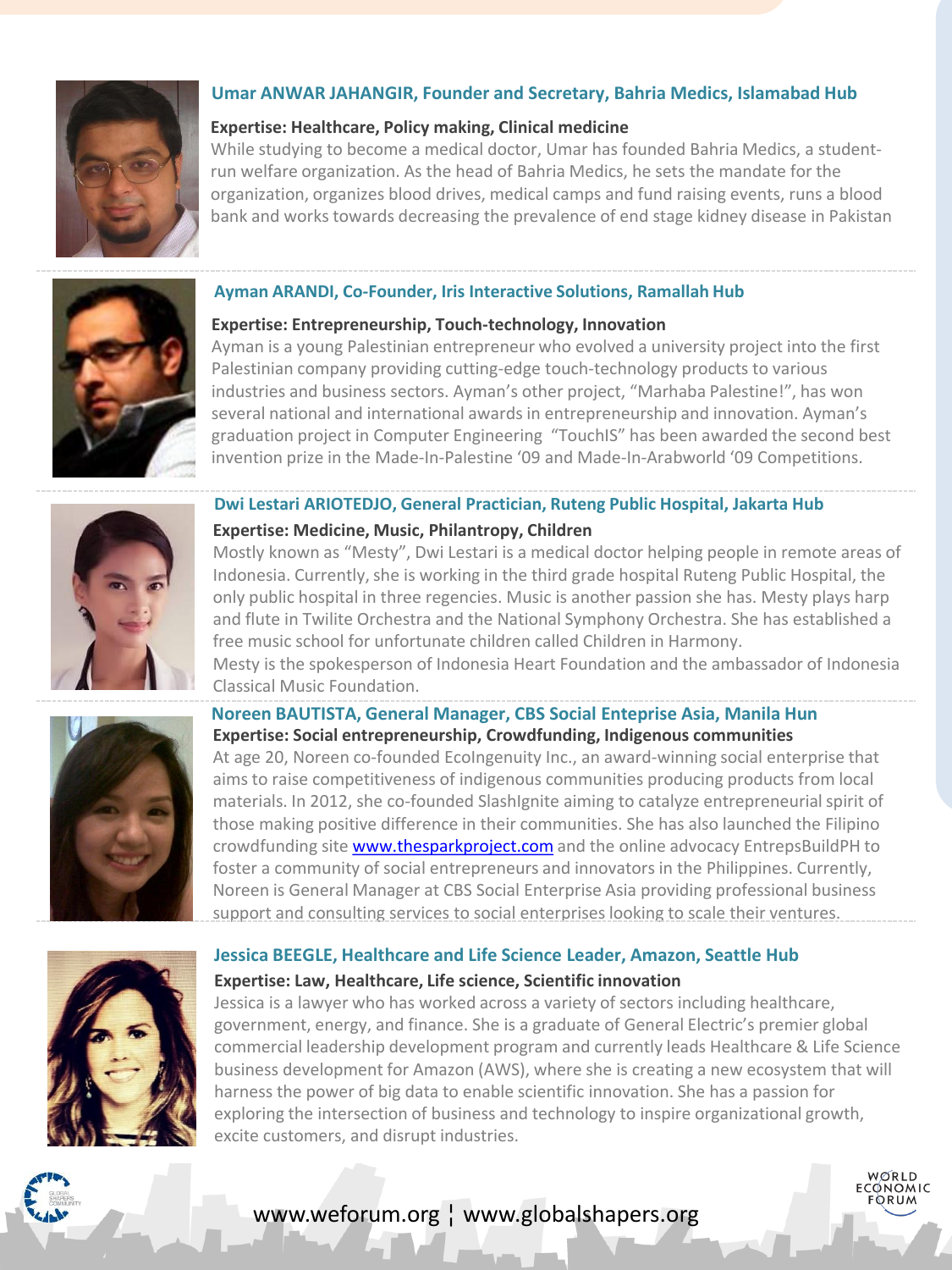### Umar ANWAR JAHANGIR, Founder and Secretary, Bahria Medics, Islamabad Hub

**Expertise: Healthcare, Policy making, Clinical medicine**

While studying to become a medical doctor, Umar has founded Bahria Medics, a student-run welfare organization. As the head of Bahria Medics, he sets the mandate for the organization, organizes blood drives, medical camps and fund raising events, runs a blood bank and works towards decreasing the prevalence of end stage kidney disease in Pakistan

### Ayman ARANDI, Co-Founder, Iris Interactive Solutions, Ramallah Hub

**Expertise: Entrepreneurship, Touch-technology, Innovation**

Ayman is a young Palestinian entrepreneur who evolved a university project into the first Palestinian company providing cutting-edge touch-technology products to various industries and business sectors. Ayman's other project, "Marhaba Palestine!", has won several national and international awards in entrepreneurship and innovation. Ayman's graduation project in Computer Engineering "TouchIS" has been awarded the second best invention prize in the Made-In-Palestine '09 and Made-In-Arabworld '09 Competitions.

### Dwi Lestari ARIOTEDJO, General Practician, Ruteng Public Hospital, Jakarta Hub

**Expertise: Medicine, Music, Philantropy, Children**

Mostly known as "Mesty", Dwi Lestari is a medical doctor helping people in remote areas of Indonesia. Currently, she is working in the third grade hospital Ruteng Public Hospital, the only public hospital in three regencies. Music is another passion she has. Mesty plays harp and flute in Twilite Orchestra and the National Symphony Orchestra. She has established a free music school for unfortunate children called Children in Harmony.

Mesty is the spokesperson of Indonesia Heart Foundation and the ambassador of Indonesia Classical Music Foundation.

### Noreen BAUTISTA, General Manager, CBS Social Enteprise Asia, Manila Hun

**Expertise: Social entrepreneurship, Crowdfunding, Indigenous communities**

At age 20, Noreen co-founded EcoIngenuity Inc., an award-winning social enterprise that aims to raise competitiveness of indigenous communities producing products from local materials. In 2012, she co-founded SlashIgnite aiming to catalyze entrepreneurial spirit of those making positive difference in their communities. She has also launched the Filipino crowdfunding site www.thesparkproject.com and the online advocacy EntrepsBuildPH to foster a community of social entrepreneurs and innovators in the Philippines. Currently, Noreen is General Manager at CBS Social Enterprise Asia providing professional business support and consulting services to social enterprises looking to scale their ventures.

### Jessica BEEGLE, Healthcare and Life Science Leader, Amazon, Seattle Hub

**Expertise: Law, Healthcare, Life science, Scientific innovation**

Jessica is a lawyer who has worked across a variety of sectors including healthcare, government, energy, and finance. She is a graduate of General Electric's premier global commercial leadership development program and currently leads Healthcare & Life Science business development for Amazon (AWS), where she is creating a new ecosystem that will harness the power of big data to enable scientific innovation. She has a passion for exploring the intersection of business and technology to inspire organizational growth, excite customers, and disrupt industries.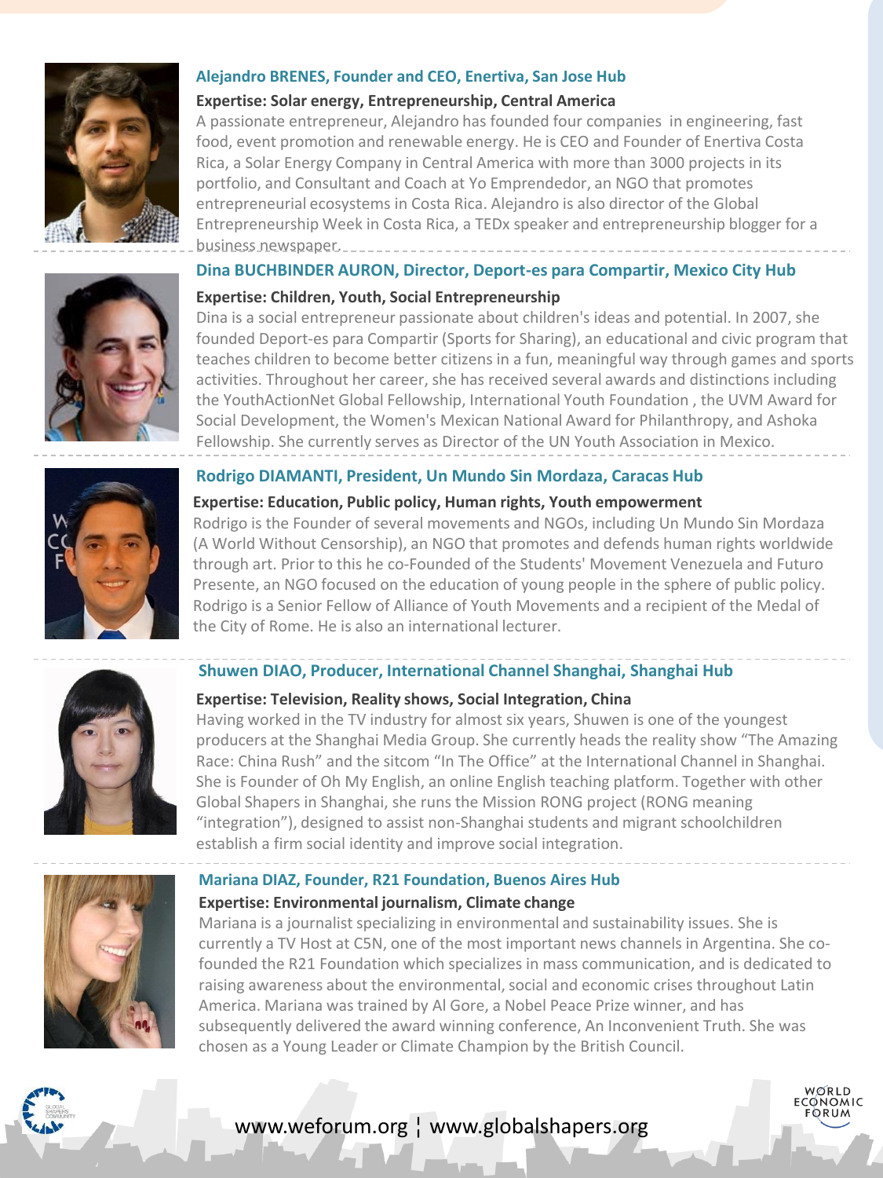### Alejandro BRENES, Founder and CEO, Enertiva, San Jose Hub

**Expertise: Solar energy, Entrepreneurship, Central America**

A passionate entrepreneur, Alejandro has founded four companies in engineering, fast food, event promotion and renewable energy. He is CEO and Founder of Enertiva Costa Rica, a Solar Energy Company in Central America with more than 3000 projects in its portfolio, and Consultant and Coach at Yo Emprendedor, an NGO that promotes entrepreneurial ecosystems in Costa Rica. Alejandro is also director of the Global Entrepreneurship Week in Costa Rica, a TEDx speaker and entrepreneurship blogger for a business newspaper.

### Dina BUCHBINDER AURON, Director, Deport-es para Compartir, Mexico City Hub

**Expertise: Children, Youth, Social Entrepreneurship**

Dina is a social entrepreneur passionate about children's ideas and potential. In 2007, she founded Deport-es para Compartir (Sports for Sharing), an educational and civic program that teaches children to become better citizens in a fun, meaningful way through games and sports activities. Throughout her career, she has received several awards and distinctions including the YouthActionNet Global Fellowship, International Youth Foundation , the UVM Award for Social Development, the Women's Mexican National Award for Philanthropy, and Ashoka Fellowship. She currently serves as Director of the UN Youth Association in Mexico.

### Rodrigo DIAMANTI, President, Un Mundo Sin Mordaza, Caracas Hub

**Expertise: Education, Public policy, Human rights, Youth empowerment**

Rodrigo is the Founder of several movements and NGOs, including Un Mundo Sin Mordaza (A World Without Censorship), an NGO that promotes and defends human rights worldwide through art. Prior to this he co-Founded of the Students' Movement Venezuela and Futuro Presente, an NGO focused on the education of young people in the sphere of public policy. Rodrigo is a Senior Fellow of Alliance of Youth Movements and a recipient of the Medal of the City of Rome. He is also an international lecturer.

### Shuwen DIAO, Producer, International Channel Shanghai, Shanghai Hub

**Expertise: Television, Reality shows, Social Integration, China**

Having worked in the TV industry for almost six years, Shuwen is one of the youngest producers at the Shanghai Media Group. She currently heads the reality show "The Amazing Race: China Rush" and the sitcom "In The Office" at the International Channel in Shanghai. She is Founder of Oh My English, an online English teaching platform. Together with other Global Shapers in Shanghai, she runs the Mission RONG project (RONG meaning "integration"), designed to assist non-Shanghai students and migrant schoolchildren establish a firm social identity and improve social integration.

### Mariana DIAZ, Founder, R21 Foundation, Buenos Aires Hub

**Expertise: Environmental journalism, Climate change**

Mariana is a journalist specializing in environmental and sustainability issues. She is currently a TV Host at C5N, one of the most important news channels in Argentina. She co-founded the R21 Foundation which specializes in mass communication, and is dedicated to raising awareness about the environmental, social and economic crises throughout Latin America. Mariana was trained by Al Gore, a Nobel Peace Prize winner, and has subsequently delivered the award winning conference, An Inconvenient Truth. She was chosen as a Young Leader or Climate Champion by the British Council.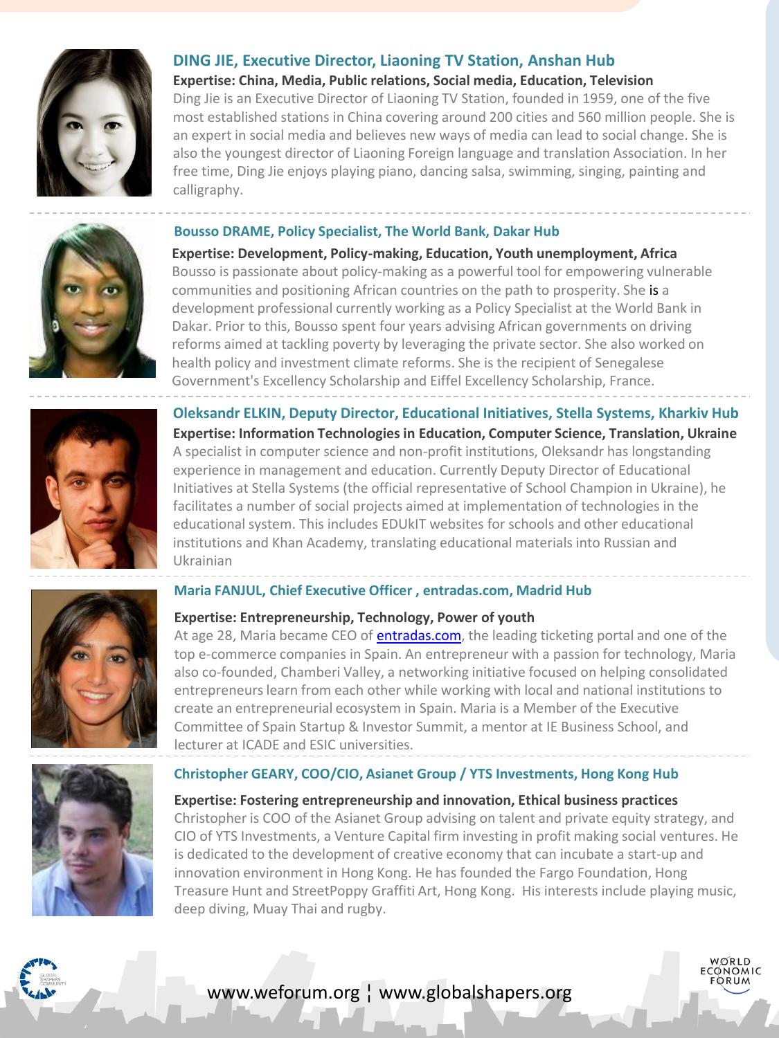### DING JIE, Executive Director, Liaoning TV Station, Anshan Hub

**Expertise: China, Media, Public relations, Social media, Education, Television**

Ding Jie is an Executive Director of Liaoning TV Station, founded in 1959, one of the five most established stations in China covering around 200 cities and 560 million people. She is an expert in social media and believes new ways of media can lead to social change. She is also the youngest director of Liaoning Foreign language and translation Association. In her free time, Ding Jie enjoys playing piano, dancing salsa, swimming, singing, painting and calligraphy.

---

### Bousso DRAME, Policy Specialist, The World Bank, Dakar Hub

**Expertise: Development, Policy-making, Education, Youth unemployment, Africa**

Bousso is passionate about policy-making as a powerful tool for empowering vulnerable communities and positioning African countries on the path to prosperity. She is a development professional currently working as a Policy Specialist at the World Bank in Dakar. Prior to this, Bousso spent four years advising African governments on driving reforms aimed at tackling poverty by leveraging the private sector. She also worked on health policy and investment climate reforms. She is the recipient of Senegalese Government's Excellency Scholarship and Eiffel Excellency Scholarship, France.

---

### Oleksandr ELKIN, Deputy Director, Educational Initiatives, Stella Systems, Kharkiv Hub

**Expertise: Information Technologies in Education, Computer Science, Translation, Ukraine**

A specialist in computer science and non-profit institutions, Oleksandr has longstanding experience in management and education. Currently Deputy Director of Educational Initiatives at Stella Systems (the official representative of School Champion in Ukraine), he facilitates a number of social projects aimed at implementation of technologies in the educational system. This includes EDUkIT websites for schools and other educational institutions and Khan Academy, translating educational materials into Russian and Ukrainian

---

### Maria FANJUL, Chief Executive Officer , entradas.com, Madrid Hub

**Expertise: Entrepreneurship, Technology, Power of youth**

At age 28, Maria became CEO of entradas.com, the leading ticketing portal and one of the top e-commerce companies in Spain. An entrepreneur with a passion for technology, Maria also co-founded, Chamberi Valley, a networking initiative focused on helping consolidated entrepreneurs learn from each other while working with local and national institutions to create an entrepreneurial ecosystem in Spain. Maria is a Member of the Executive Committee of Spain Startup & Investor Summit, a mentor at IE Business School, and lecturer at ICADE and ESIC universities.

---

### Christopher GEARY, COO/CIO, Asianet Group / YTS Investments, Hong Kong Hub

**Expertise: Fostering entrepreneurship and innovation, Ethical business practices**

Christopher is COO of the Asianet Group advising on talent and private equity strategy, and CIO of YTS Investments, a Venture Capital firm investing in profit making social ventures. He is dedicated to the development of creative economy that can incubate a start-up and innovation environment in Hong Kong. He has founded the Fargo Foundation, Hong Treasure Hunt and StreetPoppy Graffiti Art, Hong Kong. His interests include playing music, deep diving, Muay Thai and rugby.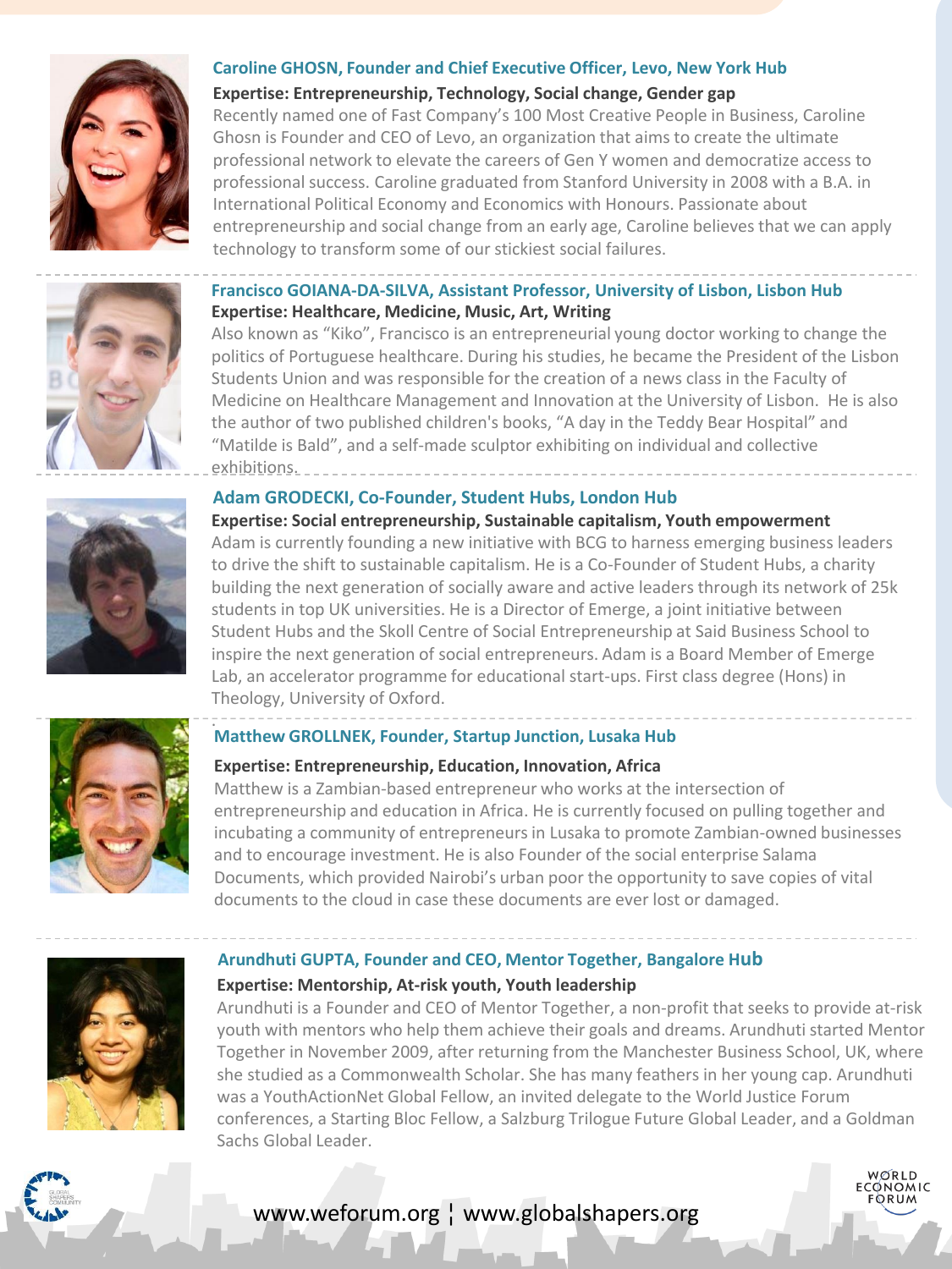### Caroline GHOSN, Founder and Chief Executive Officer, Levo, New York Hub

**Expertise: Entrepreneurship, Technology, Social change, Gender gap**

Recently named one of Fast Company's 100 Most Creative People in Business, Caroline Ghosn is Founder and CEO of Levo, an organization that aims to create the ultimate professional network to elevate the careers of Gen Y women and democratize access to professional success. Caroline graduated from Stanford University in 2008 with a B.A. in International Political Economy and Economics with Honours. Passionate about entrepreneurship and social change from an early age, Caroline believes that we can apply technology to transform some of our stickiest social failures.

### Francisco GOIANA-DA-SILVA, Assistant Professor, University of Lisbon, Lisbon Hub

**Expertise: Healthcare, Medicine, Music, Art, Writing**

Also known as "Kiko", Francisco is an entrepreneurial young doctor working to change the politics of Portuguese healthcare. During his studies, he became the President of the Lisbon Students Union and was responsible for the creation of a news class in the Faculty of Medicine on Healthcare Management and Innovation at the University of Lisbon. He is also the author of two published children's books, "A day in the Teddy Bear Hospital" and "Matilde is Bald", and a self-made sculptor exhibiting on individual and collective exhibitions.

### Adam GRODECKI, Co-Founder, Student Hubs, London Hub

**Expertise: Social entrepreneurship, Sustainable capitalism, Youth empowerment**

Adam is currently founding a new initiative with BCG to harness emerging business leaders to drive the shift to sustainable capitalism. He is a Co-Founder of Student Hubs, a charity building the next generation of socially aware and active leaders through its network of 25k students in top UK universities. He is a Director of Emerge, a joint initiative between Student Hubs and the Skoll Centre of Social Entrepreneurship at Said Business School to inspire the next generation of social entrepreneurs. Adam is a Board Member of Emerge Lab, an accelerator programme for educational start-ups. First class degree (Hons) in Theology, University of Oxford.

### Matthew GROLLNEK, Founder, Startup Junction, Lusaka Hub

**Expertise: Entrepreneurship, Education, Innovation, Africa**

Matthew is a Zambian-based entrepreneur who works at the intersection of entrepreneurship and education in Africa. He is currently focused on pulling together and incubating a community of entrepreneurs in Lusaka to promote Zambian-owned businesses and to encourage investment. He is also Founder of the social enterprise Salama Documents, which provided Nairobi's urban poor the opportunity to save copies of vital documents to the cloud in case these documents are ever lost or damaged.

### Arundhuti GUPTA, Founder and CEO, Mentor Together, Bangalore Hub

**Expertise: Mentorship, At-risk youth, Youth leadership**

Arundhuti is a Founder and CEO of Mentor Together, a non-profit that seeks to provide at-risk youth with mentors who help them achieve their goals and dreams. Arundhuti started Mentor Together in November 2009, after returning from the Manchester Business School, UK, where she studied as a Commonwealth Scholar. She has many feathers in her young cap. Arundhuti was a YouthActionNet Global Fellow, an invited delegate to the World Justice Forum conferences, a Starting Bloc Fellow, a Salzburg Trilogue Future Global Leader, and a Goldman Sachs Global Leader.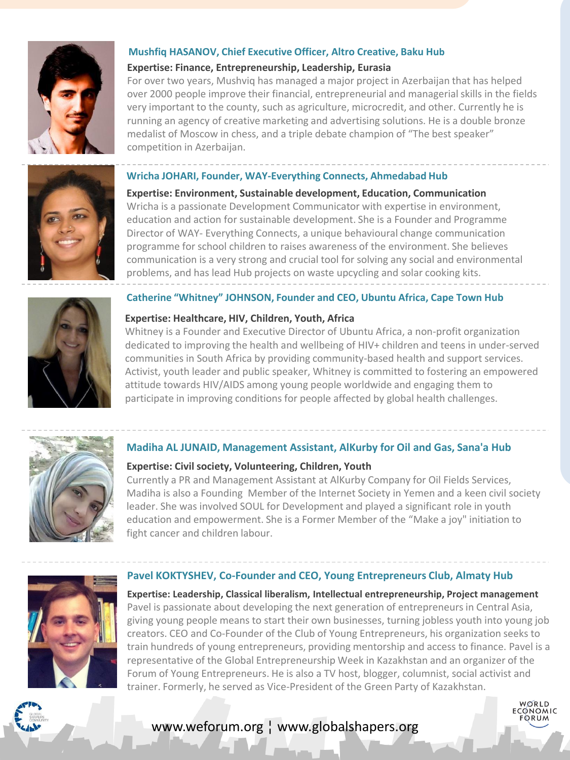### Mushfiq HASANOV, Chief Executive Officer, Altro Creative, Baku Hub

**Expertise: Finance, Entrepreneurship, Leadership, Eurasia**

For over two years, Mushviq has managed a major project in Azerbaijan that has helped over 2000 people improve their financial, entrepreneurial and managerial skills in the fields very important to the county, such as agriculture, microcredit, and other. Currently he is running an agency of creative marketing and advertising solutions. He is a double bronze medalist of Moscow in chess, and a triple debate champion of "The best speaker" competition in Azerbaijan.

### Wricha JOHARI, Founder, WAY-Everything Connects, Ahmedabad Hub

**Expertise: Environment, Sustainable development, Education, Communication**

Wricha is a passionate Development Communicator with expertise in environment, education and action for sustainable development. She is a Founder and Programme Director of WAY- Everything Connects, a unique behavioural change communication programme for school children to raises awareness of the environment. She believes communication is a very strong and crucial tool for solving any social and environmental problems, and has lead Hub projects on waste upcycling and solar cooking kits.

### Catherine "Whitney" JOHNSON, Founder and CEO, Ubuntu Africa, Cape Town Hub

**Expertise: Healthcare, HIV, Children, Youth, Africa**

Whitney is a Founder and Executive Director of Ubuntu Africa, a non-profit organization dedicated to improving the health and wellbeing of HIV+ children and teens in under-served communities in South Africa by providing community-based health and support services. Activist, youth leader and public speaker, Whitney is committed to fostering an empowered attitude towards HIV/AIDS among young people worldwide and engaging them to participate in improving conditions for people affected by global health challenges.

### Madiha AL JUNAID, Management Assistant, AlKurby for Oil and Gas, Sana'a Hub

**Expertise: Civil society, Volunteering, Children, Youth**

Currently a PR and Management Assistant at AlKurby Company for Oil Fields Services, Madiha is also a Founding Member of the Internet Society in Yemen and a keen civil society leader. She was involved SOUL for Development and played a significant role in youth education and empowerment. She is a Former Member of the "Make a joy" initiation to fight cancer and children labour.

### Pavel KOKTYSHEV, Co-Founder and CEO, Young Entrepreneurs Club, Almaty Hub

**Expertise: Leadership, Classical liberalism, Intellectual entrepreneurship, Project management**

Pavel is passionate about developing the next generation of entrepreneurs in Central Asia, giving young people means to start their own businesses, turning jobless youth into young job creators. CEO and Co-Founder of the Club of Young Entrepreneurs, his organization seeks to train hundreds of young entrepreneurs, providing mentorship and access to finance. Pavel is a representative of the Global Entrepreneurship Week in Kazakhstan and an organizer of the Forum of Young Entrepreneurs. He is also a TV host, blogger, columnist, social activist and trainer. Formerly, he served as Vice-President of the Green Party of Kazakhstan.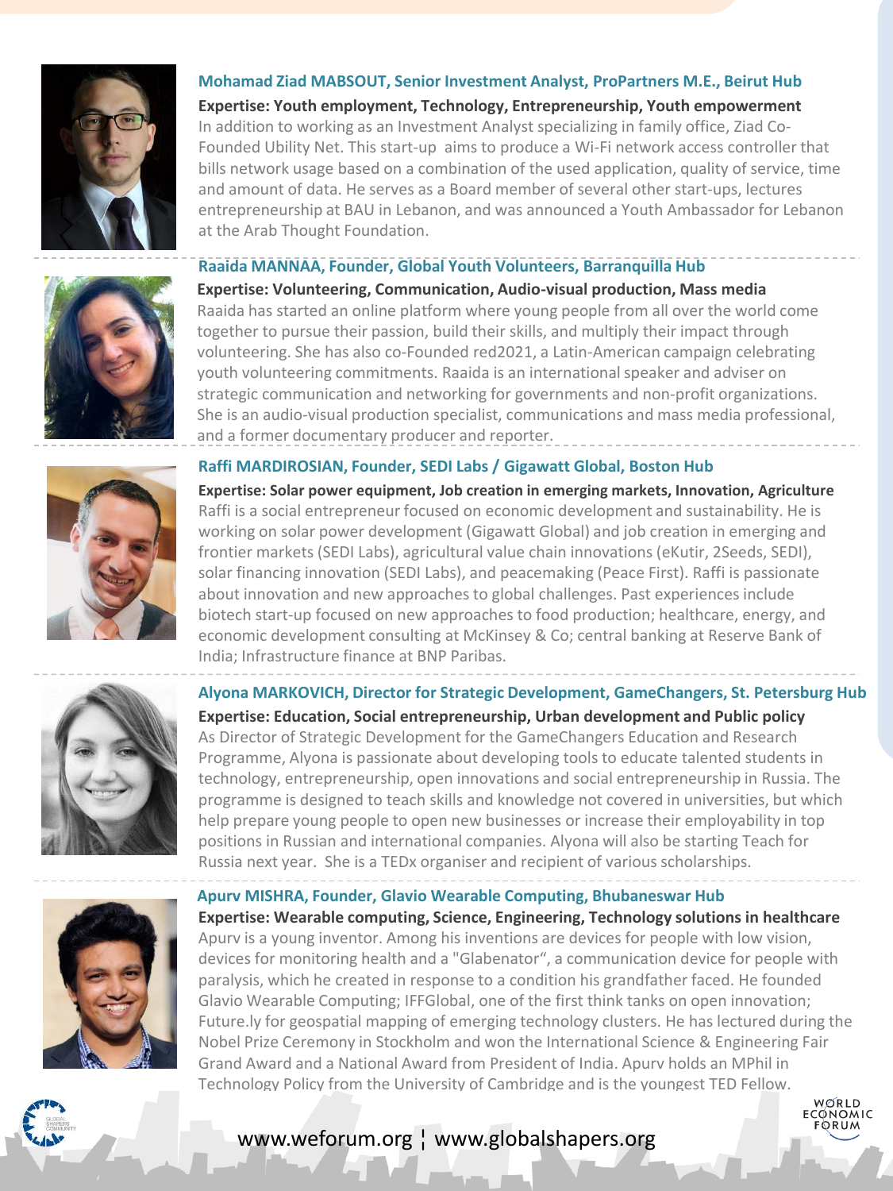### Mohamad Ziad MABSOUT, Senior Investment Analyst, ProPartners M.E., Beirut Hub

**Expertise: Youth employment, Technology, Entrepreneurship, Youth empowerment**

In addition to working as an Investment Analyst specializing in family office, Ziad Co-Founded Ubility Net. This start-up aims to produce a Wi-Fi network access controller that bills network usage based on a combination of the used application, quality of service, time and amount of data. He serves as a Board member of several other start-ups, lectures entrepreneurship at BAU in Lebanon, and was announced a Youth Ambassador for Lebanon at the Arab Thought Foundation.

---

### Raaida MANNAA, Founder, Global Youth Volunteers, Barranquilla Hub

**Expertise: Volunteering, Communication, Audio-visual production, Mass media**

Raaida has started an online platform where young people from all over the world come together to pursue their passion, build their skills, and multiply their impact through volunteering. She has also co-Founded red2021, a Latin-American campaign celebrating youth volunteering commitments. Raaida is an international speaker and adviser on strategic communication and networking for governments and non-profit organizations. She is an audio-visual production specialist, communications and mass media professional, and a former documentary producer and reporter.

---

### Raffi MARDIROSIAN, Founder, SEDI Labs / Gigawatt Global, Boston Hub

**Expertise: Solar power equipment, Job creation in emerging markets, Innovation, Agriculture**

Raffi is a social entrepreneur focused on economic development and sustainability. He is working on solar power development (Gigawatt Global) and job creation in emerging and frontier markets (SEDI Labs), agricultural value chain innovations (eKutir, 2Seeds, SEDI), solar financing innovation (SEDI Labs), and peacemaking (Peace First). Raffi is passionate about innovation and new approaches to global challenges. Past experiences include biotech start-up focused on new approaches to food production; healthcare, energy, and economic development consulting at McKinsey & Co; central banking at Reserve Bank of India; Infrastructure finance at BNP Paribas.

---

### Alyona MARKOVICH, Director for Strategic Development, GameChangers, St. Petersburg Hub

**Expertise: Education, Social entrepreneurship, Urban development and Public policy**

As Director of Strategic Development for the GameChangers Education and Research Programme, Alyona is passionate about developing tools to educate talented students in technology, entrepreneurship, open innovations and social entrepreneurship in Russia. The programme is designed to teach skills and knowledge not covered in universities, but which help prepare young people to open new businesses or increase their employability in top positions in Russian and international companies. Alyona will also be starting Teach for Russia next year. She is a TEDx organiser and recipient of various scholarships.

---

### Apurv MISHRA, Founder, Glavio Wearable Computing, Bhubaneswar Hub

**Expertise: Wearable computing, Science, Engineering, Technology solutions in healthcare**

Apurv is a young inventor. Among his inventions are devices for people with low vision, devices for monitoring health and a "Glabenator", a communication device for people with paralysis, which he created in response to a condition his grandfather faced. He founded Glavio Wearable Computing; IFFGlobal, one of the first think tanks on open innovation; Future.ly for geospatial mapping of emerging technology clusters. He has lectured during the Nobel Prize Ceremony in Stockholm and won the International Science & Engineering Fair Grand Award and a National Award from President of India. Apurv holds an MPhil in Technology Policy from the University of Cambridge and is the youngest TED Fellow.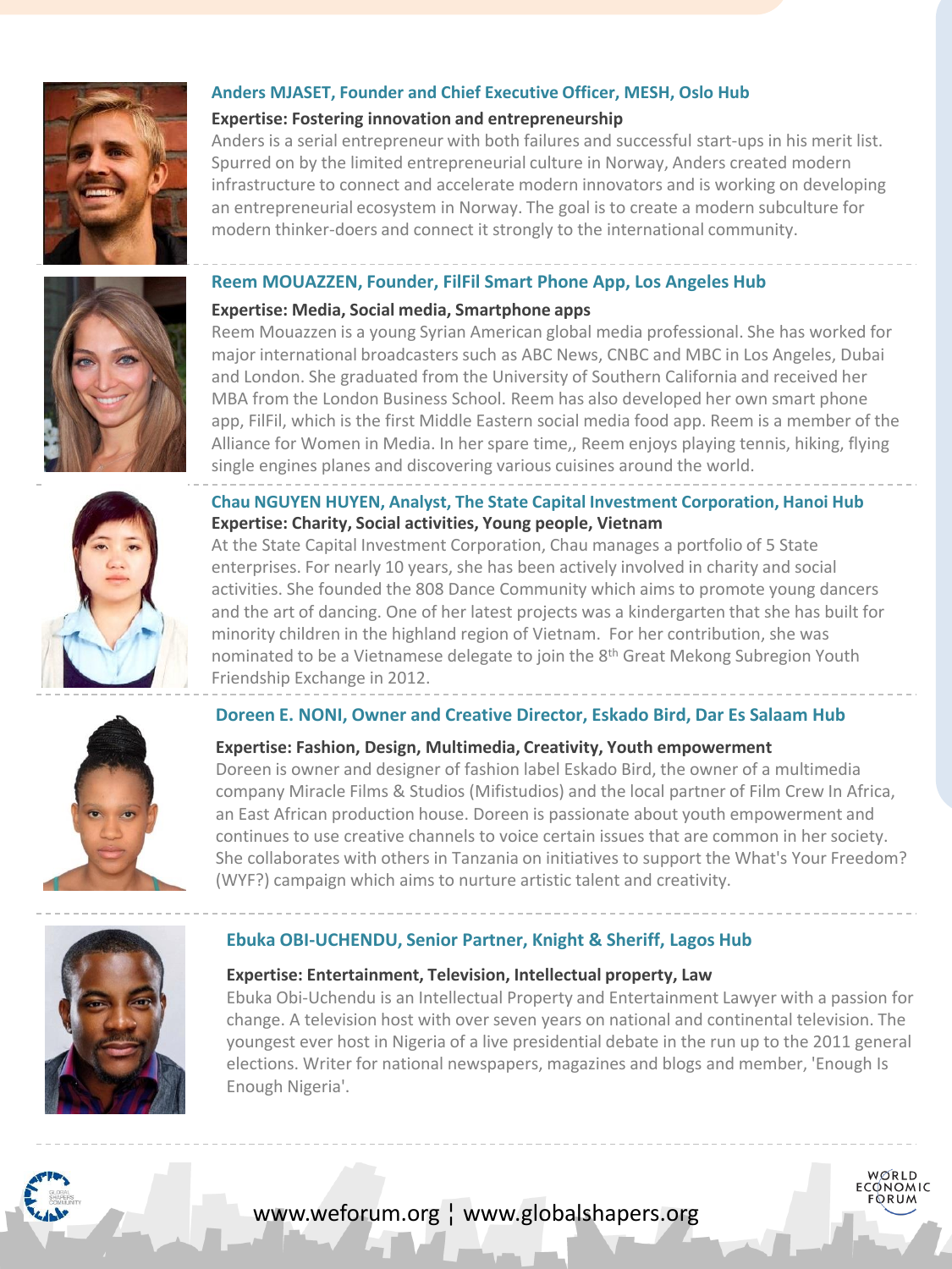### Anders MJASET, Founder and Chief Executive Officer, MESH, Oslo Hub

**Expertise: Fostering innovation and entrepreneurship**

Anders is a serial entrepreneur with both failures and successful start-ups in his merit list. Spurred on by the limited entrepreneurial culture in Norway, Anders created modern infrastructure to connect and accelerate modern innovators and is working on developing an entrepreneurial ecosystem in Norway. The goal is to create a modern subculture for modern thinker-doers and connect it strongly to the international community.

### Reem MOUAZZEN, Founder, FilFil Smart Phone App, Los Angeles Hub

**Expertise: Media, Social media, Smartphone apps**

Reem Mouazzen is a young Syrian American global media professional. She has worked for major international broadcasters such as ABC News, CNBC and MBC in Los Angeles, Dubai and London. She graduated from the University of Southern California and received her MBA from the London Business School. Reem has also developed her own smart phone app, FilFil, which is the first Middle Eastern social media food app. Reem is a member of the Alliance for Women in Media. In her spare time,, Reem enjoys playing tennis, hiking, flying single engines planes and discovering various cuisines around the world.

### Chau NGUYEN HUYEN, Analyst, The State Capital Investment Corporation, Hanoi Hub

**Expertise: Charity, Social activities, Young people, Vietnam**

At the State Capital Investment Corporation, Chau manages a portfolio of 5 State enterprises. For nearly 10 years, she has been actively involved in charity and social activities. She founded the 808 Dance Community which aims to promote young dancers and the art of dancing. One of her latest projects was a kindergarten that she has built for minority children in the highland region of Vietnam. For her contribution, she was nominated to be a Vietnamese delegate to join the 8th Great Mekong Subregion Youth Friendship Exchange in 2012.

### Doreen E. NONI, Owner and Creative Director, Eskado Bird, Dar Es Salaam Hub

**Expertise: Fashion, Design, Multimedia, Creativity, Youth empowerment**

Doreen is owner and designer of fashion label Eskado Bird, the owner of a multimedia company Miracle Films & Studios (Mifistudios) and the local partner of Film Crew In Africa, an East African production house. Doreen is passionate about youth empowerment and continues to use creative channels to voice certain issues that are common in her society. She collaborates with others in Tanzania on initiatives to support the What's Your Freedom? (WYF?) campaign which aims to nurture artistic talent and creativity.

### Ebuka OBI-UCHENDU, Senior Partner, Knight & Sheriff, Lagos Hub

**Expertise: Entertainment, Television, Intellectual property, Law**

Ebuka Obi-Uchendu is an Intellectual Property and Entertainment Lawyer with a passion for change. A television host with over seven years on national and continental television. The youngest ever host in Nigeria of a live presidential debate in the run up to the 2011 general elections. Writer for national newspapers, magazines and blogs and member, 'Enough Is Enough Nigeria'.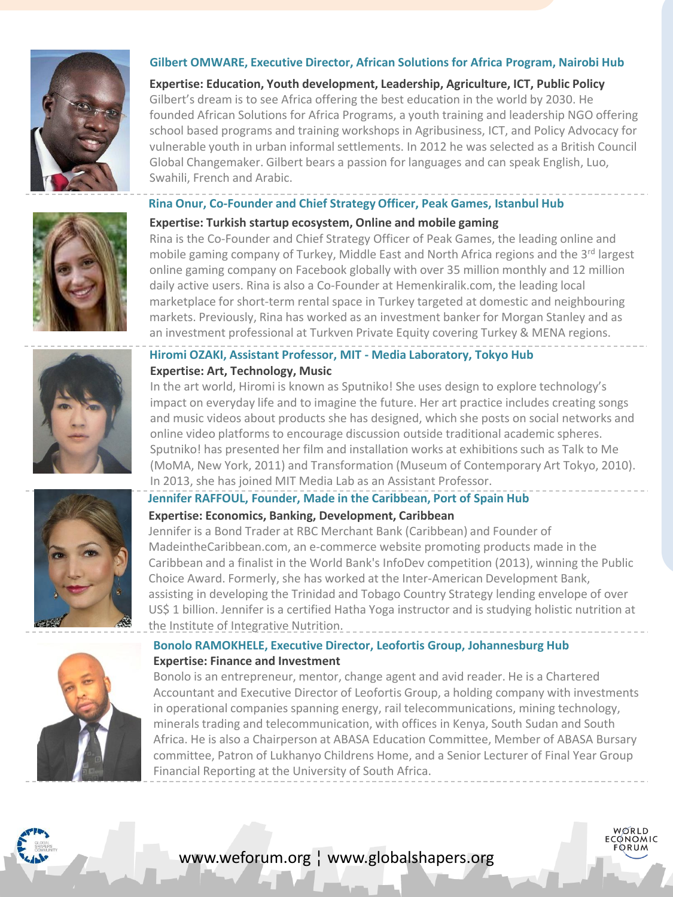### Gilbert OMWARE, Executive Director, African Solutions for Africa Program, Nairobi Hub

**Expertise: Education, Youth development, Leadership, Agriculture, ICT, Public Policy**

Gilbert's dream is to see Africa offering the best education in the world by 2030. He founded African Solutions for Africa Programs, a youth training and leadership NGO offering school based programs and training workshops in Agribusiness, ICT, and Policy Advocacy for vulnerable youth in urban informal settlements. In 2012 he was selected as a British Council Global Changemaker. Gilbert bears a passion for languages and can speak English, Luo, Swahili, French and Arabic.

### Rina Onur, Co-Founder and Chief Strategy Officer, Peak Games, Istanbul Hub

**Expertise: Turkish startup ecosystem, Online and mobile gaming**

Rina is the Co-Founder and Chief Strategy Officer of Peak Games, the leading online and mobile gaming company of Turkey, Middle East and North Africa regions and the 3rd largest online gaming company on Facebook globally with over 35 million monthly and 12 million daily active users. Rina is also a Co-Founder at Hemenkiralik.com, the leading local marketplace for short-term rental space in Turkey targeted at domestic and neighbouring markets. Previously, Rina has worked as an investment banker for Morgan Stanley and as an investment professional at Turkven Private Equity covering Turkey & MENA regions.

### Hiromi OZAKI, Assistant Professor, MIT - Media Laboratory, Tokyo Hub

**Expertise: Art, Technology, Music**

In the art world, Hiromi is known as Sputniko! She uses design to explore technology's impact on everyday life and to imagine the future. Her art practice includes creating songs and music videos about products she has designed, which she posts on social networks and online video platforms to encourage discussion outside traditional academic spheres. Sputniko! has presented her film and installation works at exhibitions such as Talk to Me (MoMA, New York, 2011) and Transformation (Museum of Contemporary Art Tokyo, 2010). In 2013, she has joined MIT Media Lab as an Assistant Professor.

### Jennifer RAFFOUL, Founder, Made in the Caribbean, Port of Spain Hub

**Expertise: Economics, Banking, Development, Caribbean**

Jennifer is a Bond Trader at RBC Merchant Bank (Caribbean) and Founder of MadeintheCaribbean.com, an e-commerce website promoting products made in the Caribbean and a finalist in the World Bank's InfoDev competition (2013), winning the Public Choice Award. Formerly, she has worked at the Inter-American Development Bank, assisting in developing the Trinidad and Tobago Country Strategy lending envelope of over US$ 1 billion. Jennifer is a certified Hatha Yoga instructor and is studying holistic nutrition at the Institute of Integrative Nutrition.

### Bonolo RAMOKHELE, Executive Director, Leofortis Group, Johannesburg Hub

**Expertise: Finance and Investment**

Bonolo is an entrepreneur, mentor, change agent and avid reader. He is a Chartered Accountant and Executive Director of Leofortis Group, a holding company with investments in operational companies spanning energy, rail telecommunications, mining technology, minerals trading and telecommunication, with offices in Kenya, South Sudan and South Africa. He is also a Chairperson at ABASA Education Committee, Member of ABASA Bursary committee, Patron of Lukhanyo Childrens Home, and a Senior Lecturer of Final Year Group Financial Reporting at the University of South Africa.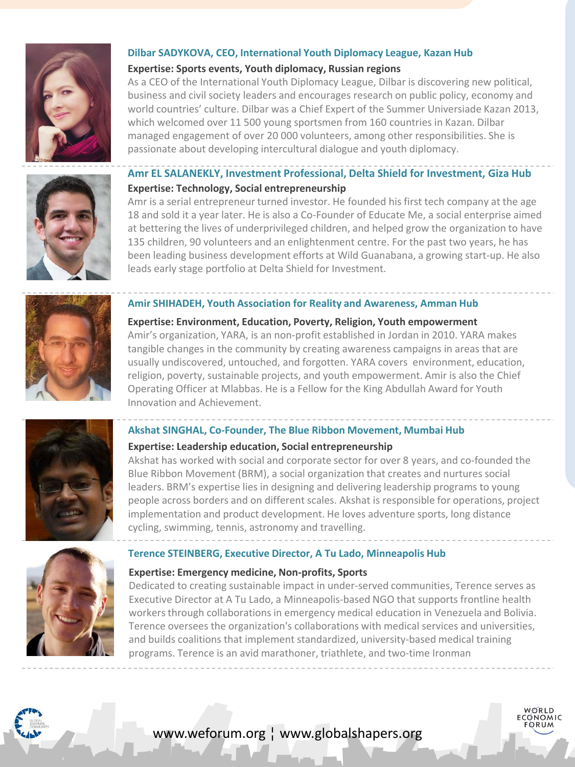### Dilbar SADYKOVA, CEO, International Youth Diplomacy League, Kazan Hub

**Expertise: Sports events, Youth diplomacy, Russian regions**

As a CEO of the International Youth Diplomacy League, Dilbar is discovering new political, business and civil society leaders and encourages research on public policy, economy and world countries' culture. Dilbar was a Chief Expert of the Summer Universiade Kazan 2013, which welcomed over 11 500 young sportsmen from 160 countries in Kazan. Dilbar managed engagement of over 20 000 volunteers, among other responsibilities. She is passionate about developing intercultural dialogue and youth diplomacy.

### Amr EL SALANEKLY, Investment Professional, Delta Shield for Investment, Giza Hub

**Expertise: Technology, Social entrepreneurship**

Amr is a serial entrepreneur turned investor. He founded his first tech company at the age 18 and sold it a year later. He is also a Co-Founder of Educate Me, a social enterprise aimed at bettering the lives of underprivileged children, and helped grow the organization to have 135 children, 90 volunteers and an enlightenment centre. For the past two years, he has been leading business development efforts at Wild Guanabana, a growing start-up. He also leads early stage portfolio at Delta Shield for Investment.

### Amir SHIHADEH, Youth Association for Reality and Awareness, Amman Hub

**Expertise: Environment, Education, Poverty, Religion, Youth empowerment**

Amir's organization, YARA, is an non-profit established in Jordan in 2010. YARA makes tangible changes in the community by creating awareness campaigns in areas that are usually undiscovered, untouched, and forgotten. YARA covers environment, education, religion, poverty, sustainable projects, and youth empowerment. Amir is also the Chief Operating Officer at Mlabbas. He is a Fellow for the King Abdullah Award for Youth Innovation and Achievement.

### Akshat SINGHAL, Co-Founder, The Blue Ribbon Movement, Mumbai Hub

**Expertise: Leadership education, Social entrepreneurship**

Akshat has worked with social and corporate sector for over 8 years, and co-founded the Blue Ribbon Movement (BRM), a social organization that creates and nurtures social leaders. BRM's expertise lies in designing and delivering leadership programs to young people across borders and on different scales. Akshat is responsible for operations, project implementation and product development. He loves adventure sports, long distance cycling, swimming, tennis, astronomy and travelling.

### Terence STEINBERG, Executive Director, A Tu Lado, Minneapolis Hub

**Expertise: Emergency medicine, Non-profits, Sports**

Dedicated to creating sustainable impact in under-served communities, Terence serves as Executive Director at A Tu Lado, a Minneapolis-based NGO that supports frontline health workers through collaborations in emergency medical education in Venezuela and Bolivia. Terence oversees the organization's collaborations with medical services and universities, and builds coalitions that implement standardized, university-based medical training programs. Terence is an avid marathoner, triathlete, and two-time Ironman

www.weforum.org ¦ www.globalshapers.org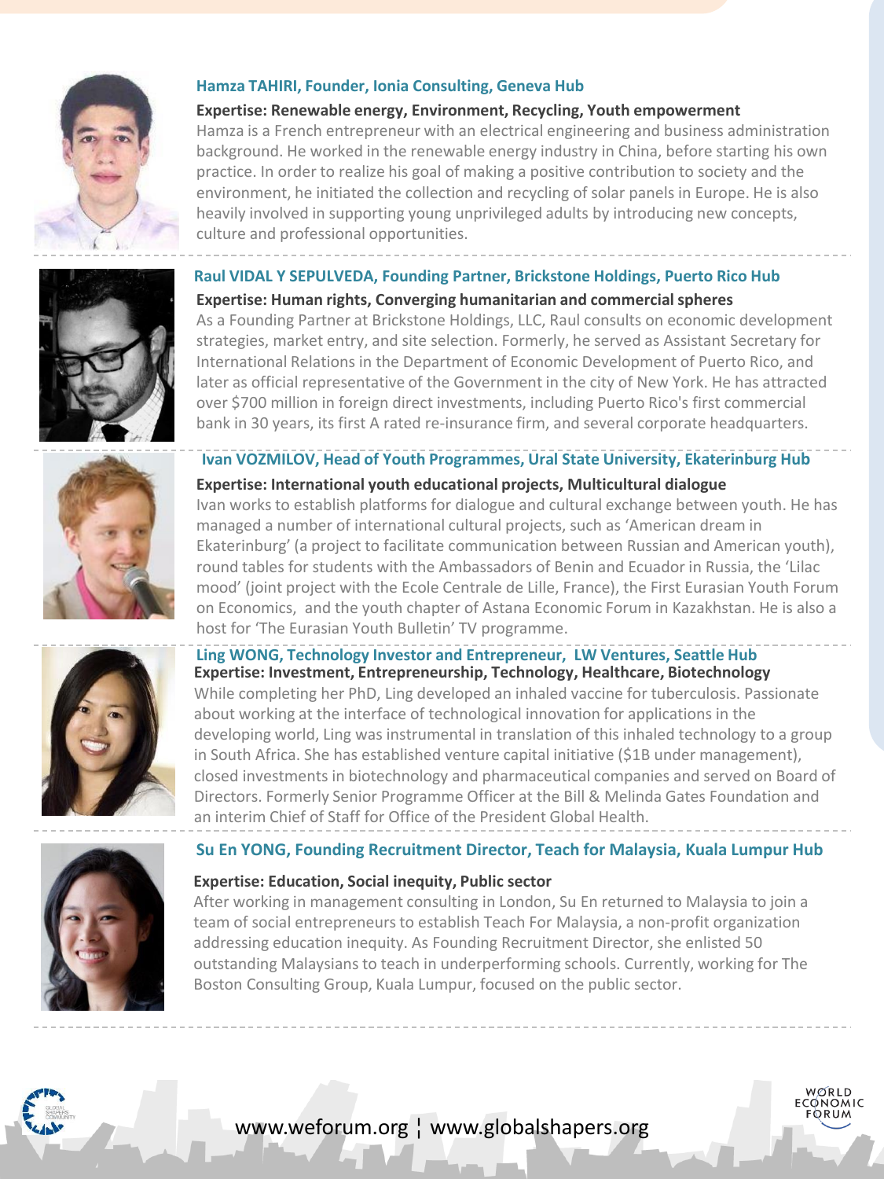### Hamza TAHIRI, Founder, Ionia Consulting, Geneva Hub

**Expertise: Renewable energy, Environment, Recycling, Youth empowerment**

Hamza is a French entrepreneur with an electrical engineering and business administration background. He worked in the renewable energy industry in China, before starting his own practice. In order to realize his goal of making a positive contribution to society and the environment, he initiated the collection and recycling of solar panels in Europe. He is also heavily involved in supporting young unprivileged adults by introducing new concepts, culture and professional opportunities.

### Raul VIDAL Y SEPULVEDA, Founding Partner, Brickstone Holdings, Puerto Rico Hub

**Expertise: Human rights, Converging humanitarian and commercial spheres**

As a Founding Partner at Brickstone Holdings, LLC, Raul consults on economic development strategies, market entry, and site selection. Formerly, he served as Assistant Secretary for International Relations in the Department of Economic Development of Puerto Rico, and later as official representative of the Government in the city of New York. He has attracted over $700 million in foreign direct investments, including Puerto Rico's first commercial bank in 30 years, its first A rated re-insurance firm, and several corporate headquarters.

### Ivan VOZMILOV, Head of Youth Programmes, Ural State University, Ekaterinburg Hub

**Expertise: International youth educational projects, Multicultural dialogue**

Ivan works to establish platforms for dialogue and cultural exchange between youth. He has managed a number of international cultural projects, such as 'American dream in Ekaterinburg' (a project to facilitate communication between Russian and American youth), round tables for students with the Ambassadors of Benin and Ecuador in Russia, the 'Lilac mood' (joint project with the Ecole Centrale de Lille, France), the First Eurasian Youth Forum on Economics, and the youth chapter of Astana Economic Forum in Kazakhstan. He is also a host for 'The Eurasian Youth Bulletin' TV programme.

### Ling WONG, Technology Investor and Entrepreneur, LW Ventures, Seattle Hub

**Expertise: Investment, Entrepreneurship, Technology, Healthcare, Biotechnology**

While completing her PhD, Ling developed an inhaled vaccine for tuberculosis. Passionate about working at the interface of technological innovation for applications in the developing world, Ling was instrumental in translation of this inhaled technology to a group in South Africa. She has established venture capital initiative ($1B under management), closed investments in biotechnology and pharmaceutical companies and served on Board of Directors. Formerly Senior Programme Officer at the Bill & Melinda Gates Foundation and an interim Chief of Staff for Office of the President Global Health.

### Su En YONG, Founding Recruitment Director, Teach for Malaysia, Kuala Lumpur Hub

**Expertise: Education, Social inequity, Public sector**

After working in management consulting in London, Su En returned to Malaysia to join a team of social entrepreneurs to establish Teach For Malaysia, a non-profit organization addressing education inequity. As Founding Recruitment Director, she enlisted 50 outstanding Malaysians to teach in underperforming schools. Currently, working for The Boston Consulting Group, Kuala Lumpur, focused on the public sector.